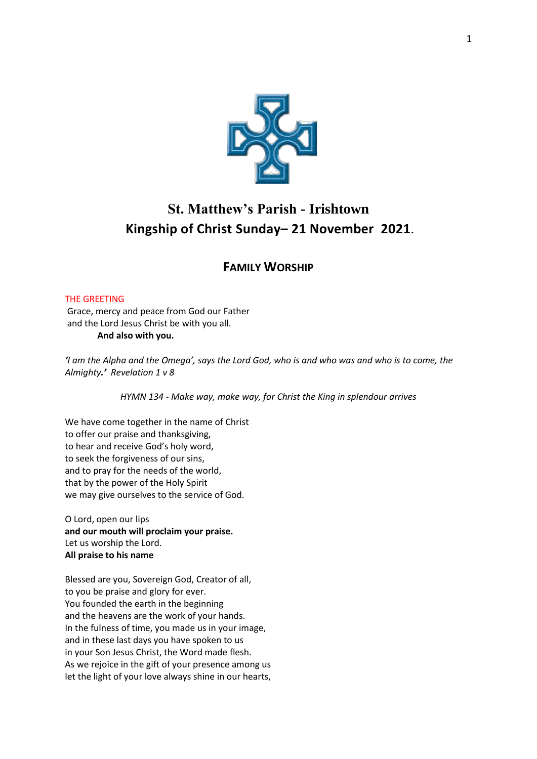# St. Matthew's Parish - Irishtown
## Kingship of Christ Sunday– 21 November 2021.

### FAMILY WORSHIP

THE GREETING

Grace, mercy and peace from God our Father
and the Lord Jesus Christ be with you all.
**And also with you.**

*'I am the Alpha and the Omega', says the Lord God, who is and who was and who is to come, the Almighty.' Revelation 1 v 8*

*HYMN 134 - Make way, make way, for Christ the King in splendour arrives*

We have come together in the name of Christ
to offer our praise and thanksgiving,
to hear and receive God's holy word,
to seek the forgiveness of our sins,
and to pray for the needs of the world,
that by the power of the Holy Spirit
we may give ourselves to the service of God.

O Lord, open our lips
**and our mouth will proclaim your praise.**
Let us worship the Lord.
**All praise to his name**

Blessed are you, Sovereign God, Creator of all,
to you be praise and glory for ever.
You founded the earth in the beginning
and the heavens are the work of your hands.
In the fulness of time, you made us in your image,
and in these last days you have spoken to us
in your Son Jesus Christ, the Word made flesh.
As we rejoice in the gift of your presence among us
let the light of your love always shine in our hearts,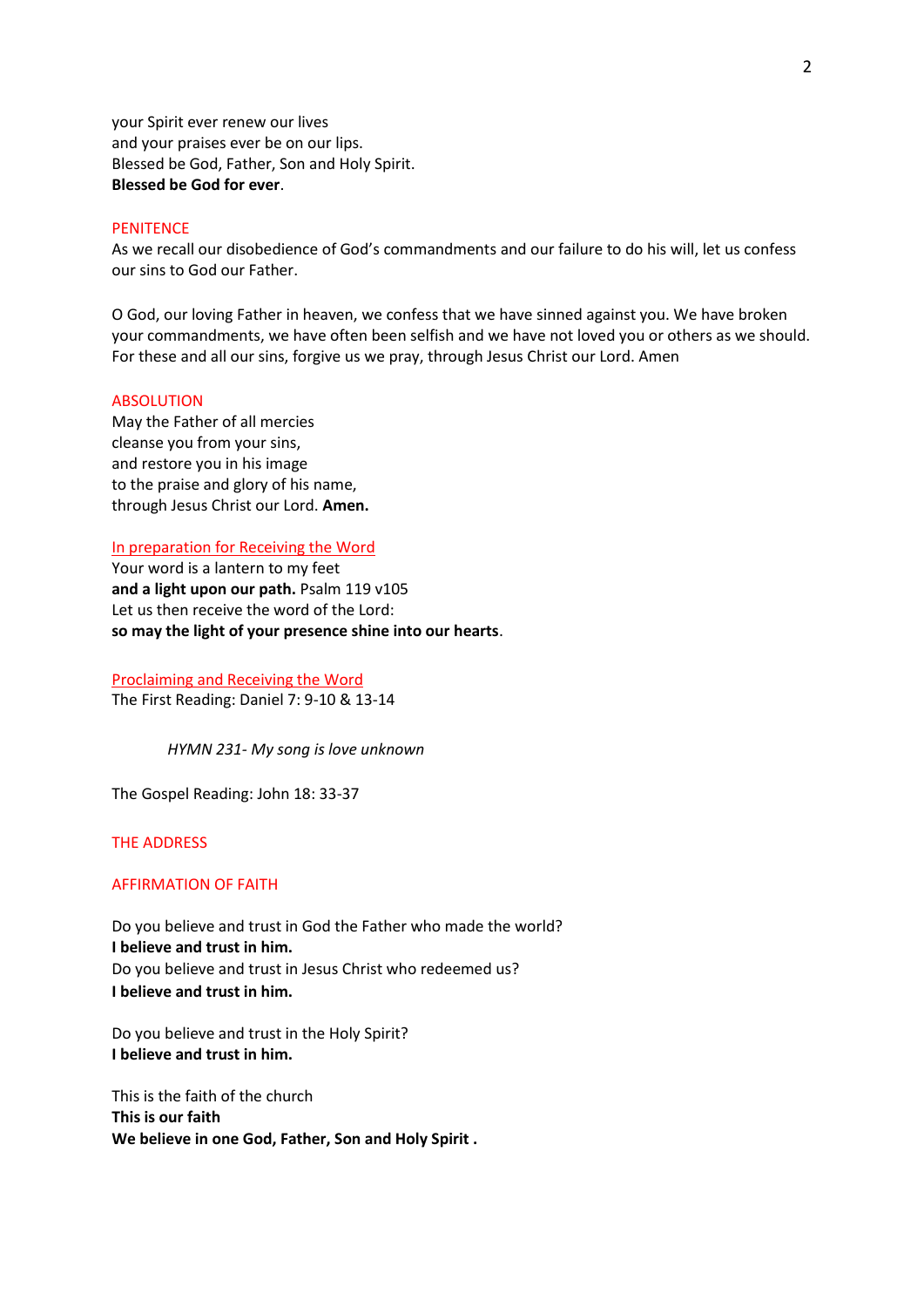your Spirit ever renew our lives
and your praises ever be on our lips.
Blessed be God, Father, Son and Holy Spirit.
**Blessed be God for ever**.

## PENITENCE

As we recall our disobedience of God's commandments and our failure to do his will, let us confess our sins to God our Father.

O God, our loving Father in heaven, we confess that we have sinned against you. We have broken your commandments, we have often been selfish and we have not loved you or others as we should. For these and all our sins, forgive us we pray, through Jesus Christ our Lord. Amen

## ABSOLUTION

May the Father of all mercies
cleanse you from your sins,
and restore you in his image
to the praise and glory of his name,
through Jesus Christ our Lord. **Amen.**

## In preparation for Receiving the Word

Your word is a lantern to my feet
**and a light upon our path.** Psalm 119 v105
Let us then receive the word of the Lord:
**so may the light of your presence shine into our hearts**.

## Proclaiming and Receiving the Word

The First Reading: Daniel 7: 9-10 & 13-14

*HYMN 231- My song is love unknown*

The Gospel Reading: John 18: 33-37

## THE ADDRESS

## AFFIRMATION OF FAITH

Do you believe and trust in God the Father who made the world?
**I believe and trust in him.**
Do you believe and trust in Jesus Christ who redeemed us?
**I believe and trust in him.**

Do you believe and trust in the Holy Spirit?
**I believe and trust in him.**

This is the faith of the church
**This is our faith**
**We believe in one God, Father, Son and Holy Spirit .**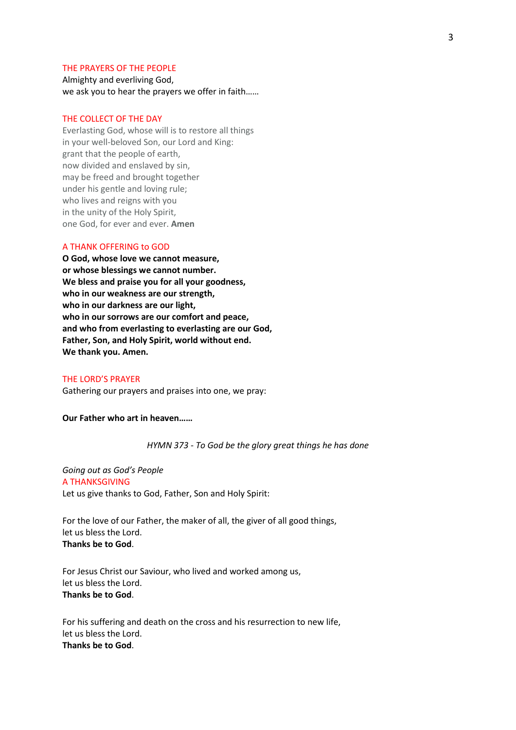## THE PRAYERS OF THE PEOPLE

Almighty and everliving God,
we ask you to hear the prayers we offer in faith……

## THE COLLECT OF THE DAY

Everlasting God, whose will is to restore all things
in your well-beloved Son, our Lord and King:
grant that the people of earth,
now divided and enslaved by sin,
may be freed and brought together
under his gentle and loving rule;
who lives and reigns with you
in the unity of the Holy Spirit,
one God, for ever and ever. **Amen**

## A THANK OFFERING to GOD

**O God, whose love we cannot measure,**
**or whose blessings we cannot number.**
**We bless and praise you for all your goodness,**
**who in our weakness are our strength,**
**who in our darkness are our light,**
**who in our sorrows are our comfort and peace,**
**and who from everlasting to everlasting are our God,**
**Father, Son, and Holy Spirit, world without end.**
**We thank you. Amen.**

## THE LORD'S PRAYER

Gathering our prayers and praises into one, we pray:

**Our Father who art in heaven……**

*HYMN 373 - To God be the glory great things he has done*

*Going out as God's People*

## A THANKSGIVING

Let us give thanks to God, Father, Son and Holy Spirit:

For the love of our Father, the maker of all, the giver of all good things,
let us bless the Lord.
**Thanks be to God**.

For Jesus Christ our Saviour, who lived and worked among us,
let us bless the Lord.
**Thanks be to God**.

For his suffering and death on the cross and his resurrection to new life,
let us bless the Lord.
**Thanks be to God**.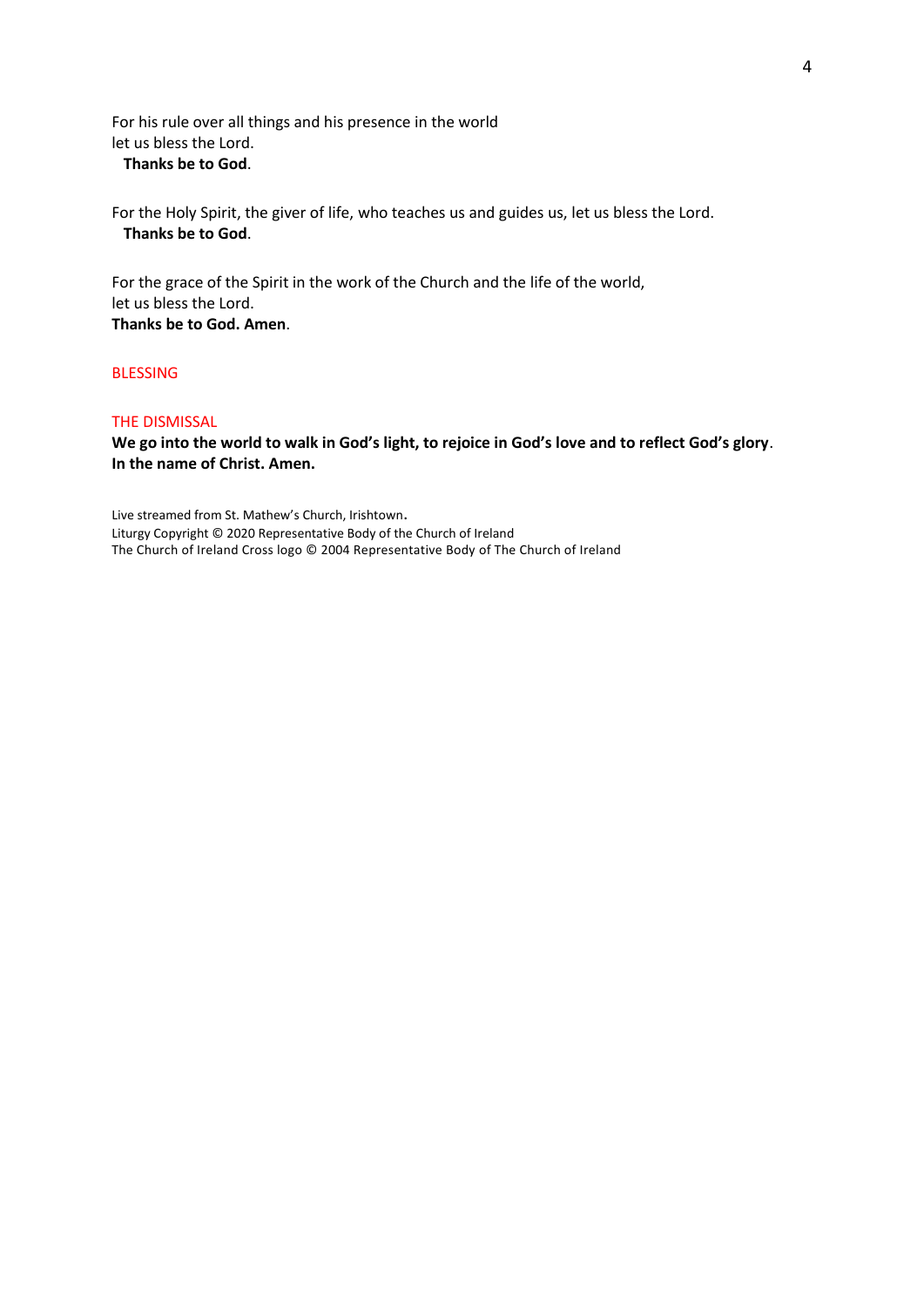For his rule over all things and his presence in the world
let us bless the Lord.
**Thanks be to God**.

For the Holy Spirit, the giver of life, who teaches us and guides us, let us bless the Lord.
**Thanks be to God**.

For the grace of the Spirit in the work of the Church and the life of the world,
let us bless the Lord.
**Thanks be to God. Amen**.

BLESSING

THE DISMISSAL

**We go into the world to walk in God's light, to rejoice in God's love and to reflect God's glory**.
**In the name of Christ. Amen.**

Live streamed from St. Mathew's Church, Irishtown.
Liturgy Copyright © 2020 Representative Body of the Church of Ireland
The Church of Ireland Cross logo © 2004 Representative Body of The Church of Ireland